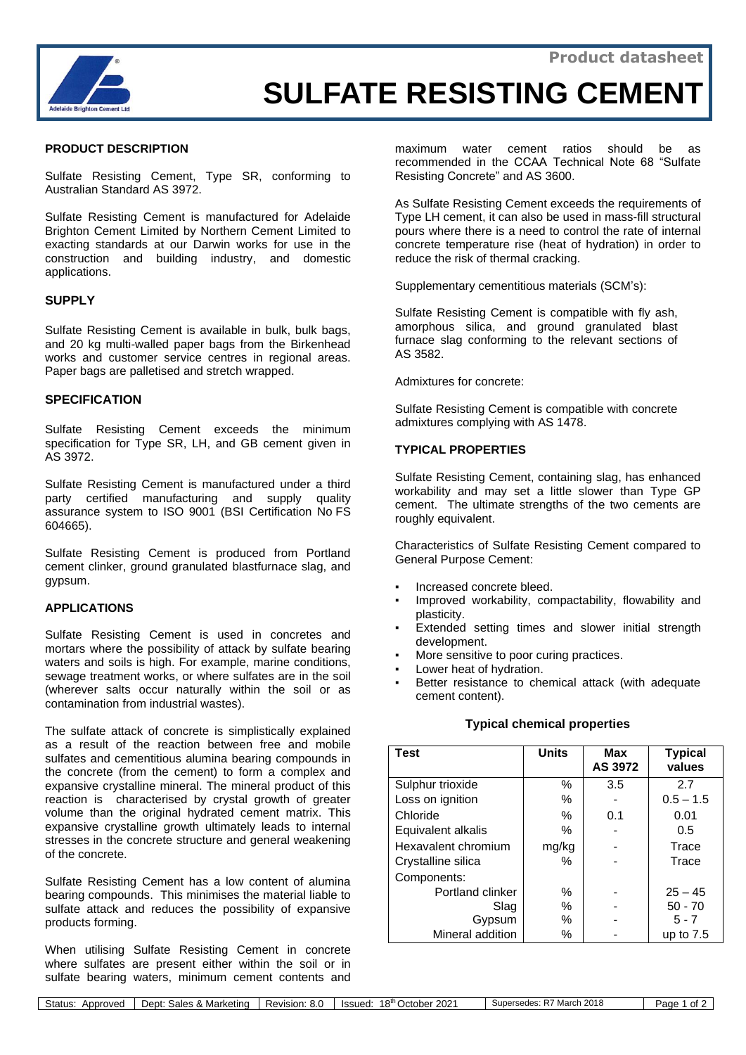Product datasheet

# SULFATE RESISTING CEMENT

## PRODUCT DESCRIPTION

Sulfate Resisting Cement, Type SR, conforming to Australian Standard AS 3972.

Sulfate Resisting Cement is manufactured for Adelaide Brighton Cement Limited by Northern Cement Limited to exacting standards at our Darwin works for use in the construction and building industry, and domestic applications.

## SUPPLY

Sulfate Resisting Cement is available in bulk, bulk bags, and 20 kg multi-walled paper bags from the Birkenhead works and customer service centres in regional areas. Paper bags are palletised and stretch wrapped.

## SPECIFICATION

Sulfate Resisting Cement exceeds the minimum specification for Type SR, LH, and GB cement given in AS 3972.

Sulfate Resisting Cement is manufactured under a third party certified manufacturing and supply quality assurance system to ISO 9001 (BSI Certification No FS 604665).

Sulfate Resisting Cement is produced from Portland cement clinker, ground granulated blastfurnace slag, and gypsum.

## APPLICATIONS

Sulfate Resisting Cement is used in concretes and mortars where the possibility of attack by sulfate bearing waters and soils is high. For example, marine conditions, sewage treatment works, or where sulfates are in the soil (wherever salts occur naturally within the soil or as contamination from industrial wastes).

The sulfate attack of concrete is simplistically explained as a result of the reaction between free and mobile sulfates and cementitious alumina bearing compounds in the concrete (from the cement) to form a complex and expansive crystalline mineral. The mineral product of this reaction is characterised by crystal growth of greater volume than the original hydrated cement matrix. This expansive crystalline growth ultimately leads to internal stresses in the concrete structure and general weakening of the concrete.

Sulfate Resisting Cement has a low content of alumina bearing compounds. This minimises the material liable to sulfate attack and reduces the possibility of expansive products forming.

When utilising Sulfate Resisting Cement in concrete where sulfates are present either within the soil or in sulfate bearing waters, minimum cement contents and maximum water cement ratios should be as recommended in the CCAA Technical Note 68 "Sulfate Resisting Concrete" and AS 3600.

As Sulfate Resisting Cement exceeds the requirements of Type LH cement, it can also be used in mass-fill structural pours where there is a need to control the rate of internal concrete temperature rise (heat of hydration) in order to reduce the risk of thermal cracking.

Supplementary cementitious materials (SCM's):

Sulfate Resisting Cement is compatible with fly ash, amorphous silica, and ground granulated blast furnace slag conforming to the relevant sections of AS 3582.

Admixtures for concrete:

Sulfate Resisting Cement is compatible with concrete admixtures complying with AS 1478.

## TYPICAL PROPERTIES

Sulfate Resisting Cement, containing slag, has enhanced workability and may set a little slower than Type GP cement. The ultimate strengths of the two cements are roughly equivalent.

Characteristics of Sulfate Resisting Cement compared to General Purpose Cement:

- Increased concrete bleed.
- Improved workability, compactability, flowability and plasticity.
- Extended setting times and slower initial strength development.
- More sensitive to poor curing practices.
- Lower heat of hydration.
- Better resistance to chemical attack (with adequate cement content).

**Typical chemical properties**

| Test | Units | Max AS 3972 | Typical values |
|---|---|---|---|
| Sulphur trioxide | % | 3.5 | 2.7 |
| Loss on ignition | % | - | 0.5 – 1.5 |
| Chloride | % | 0.1 | 0.01 |
| Equivalent alkalis | % | - | 0.5 |
| Hexavalent chromium | mg/kg | - | Trace |
| Crystalline silica | % | - | Trace |
| Components: | | | |
| Portland clinker | % | - | 25 – 45 |
| Slag | % | - | 50 - 70 |
| Gypsum | % | - | 5 - 7 |
| Mineral addition | % | - | up to 7.5 |

| Status: Approved | Dept: Sales & Marketing | Revision: 8.0 | Issued: 18th October 2021 | Supersedes: R7 March 2018 |
|---|---|---|---|---|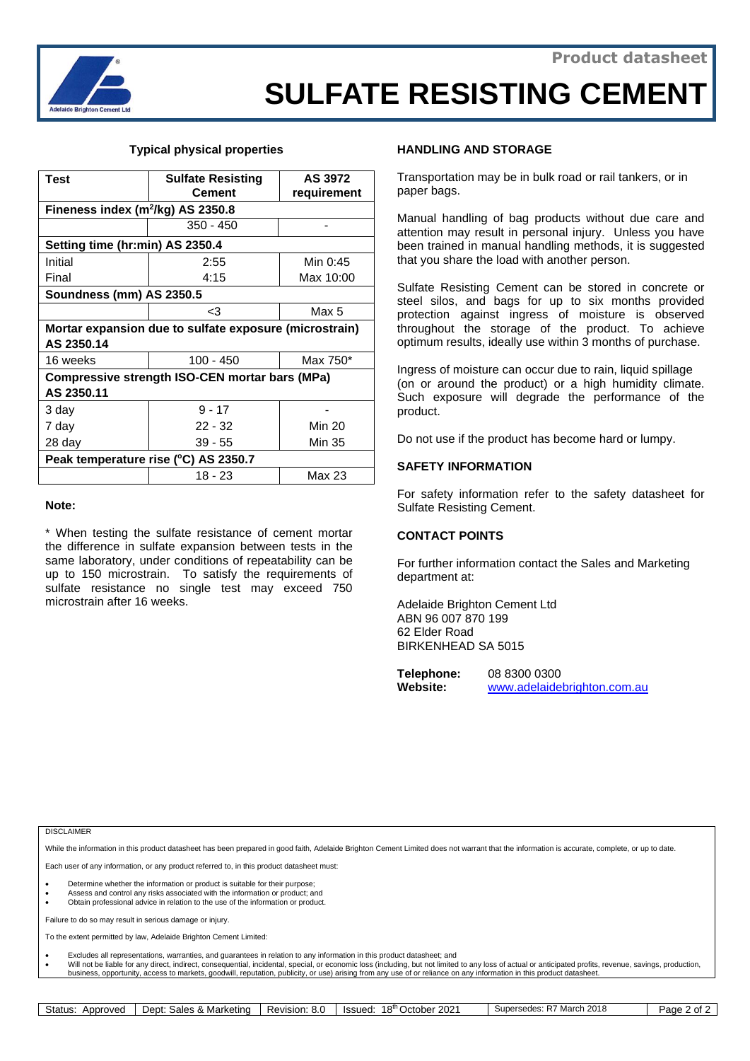Product datasheet

# SULFATE RESISTING CEMENT

### Typical physical properties

| Test | Sulfate Resisting Cement | AS 3972 requirement |
|---|---|---|
| **Fineness index ($m^2$/kg) AS 2350.8** | | |
| | 350 - 450 | - |
| **Setting time (hr:min) AS 2350.4** | | |
| Initial | 2:55 | Min 0:45 |
| Final | 4:15 | Max 10:00 |
| **Soundness (mm) AS 2350.5** | | |
| | <3 | Max 5 |
| **Mortar expansion due to sulfate exposure (microstrain) AS 2350.14** | | |
| 16 weeks | 100 - 450 | Max 750* |
| **Compressive strength ISO-CEN mortar bars (MPa) AS 2350.11** | | |
| 3 day | 9 - 17 | - |
| 7 day | 22 - 32 | Min 20 |
| 28 day | 39 - 55 | Min 35 |
| **Peak temperature rise (°C) AS 2350.7** | | |
| | 18 - 23 | Max 23 |

**Note:**

* When testing the sulfate resistance of cement mortar the difference in sulfate expansion between tests in the same laboratory, under conditions of repeatability can be up to 150 microstrain. To satisfy the requirements of sulfate resistance no single test may exceed 750 microstrain after 16 weeks.

### HANDLING AND STORAGE

Transportation may be in bulk road or rail tankers, or in paper bags.

Manual handling of bag products without due care and attention may result in personal injury. Unless you have been trained in manual handling methods, it is suggested that you share the load with another person.

Sulfate Resisting Cement can be stored in concrete or steel silos, and bags for up to six months provided protection against ingress of moisture is observed throughout the storage of the product. To achieve optimum results, ideally use within 3 months of purchase.

Ingress of moisture can occur due to rain, liquid spillage (on or around the product) or a high humidity climate. Such exposure will degrade the performance of the product.

Do not use if the product has become hard or lumpy.

### SAFETY INFORMATION

For safety information refer to the safety datasheet for Sulfate Resisting Cement.

### CONTACT POINTS

For further information contact the Sales and Marketing department at:

Adelaide Brighton Cement Ltd
ABN 96 007 870 199
62 Elder Road
BIRKENHEAD SA 5015

**Telephone:** 08 8300 0300
**Website:** www.adelaidebrighton.com.au

DISCLAIMER

While the information in this product datasheet has been prepared in good faith, Adelaide Brighton Cement Limited does not warrant that the information is accurate, complete, or up to date.

Each user of any information, or any product referred to, in this product datasheet must:

- Determine whether the information or product is suitable for their purpose;
- Assess and control any risks associated with the information or product; and
- Obtain professional advice in relation to the use of the information or product.

Failure to do so may result in serious damage or injury.

To the extent permitted by law, Adelaide Brighton Cement Limited:

- Excludes all representations, warranties, and guarantees in relation to any information in this product datasheet; and
- Will not be liable for any direct, indirect, consequential, incidental, special, or economic loss (including, but not limited to any loss of actual or anticipated profits, revenue, savings, production, business, opportunity, access to markets, goodwill, reputation, publicity, or use) arising from any use of or reliance on any information in this product datasheet.

| Status: Approved | Dept: Sales & Marketing | Revision: 8.0 | Issued: 18th October 2021 | Supersedes: R7 March 2018 |
|---|---|---|---|---|